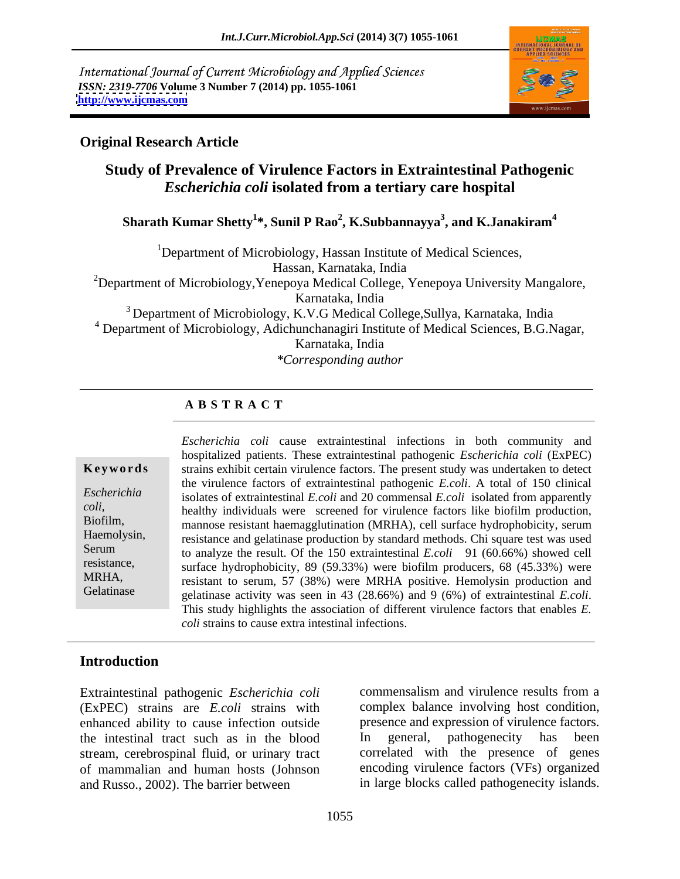International Journal of Current Microbiology and Applied Sciences
*ISSN: 2319-7706* **Volume 3 Number 7 (2014) pp. 1055-1061**
**http://www.ijcmas.com**

**Original Research Article**

# Study of Prevalence of Virulence Factors in Extraintestinal Pathogenic *Escherichia coli* isolated from a tertiary care hospital

**Sharath Kumar Shetty[1]\*, Sunil P Rao[2], K.Subbannayya[3], and K.Janakiram[4]**

[1]Department of Microbiology, Hassan Institute of Medical Sciences, Hassan, Karnataka, India

[2]Department of Microbiology,Yenepoya Medical College, Yenepoya University Mangalore, Karnataka, India

[3] Department of Microbiology, K.V.G Medical College,Sullya, Karnataka, India

[4] Department of Microbiology, Adichunchanagiri Institute of Medical Sciences, B.G.Nagar, Karnataka, India

*\*Corresponding author*

## A B S T R A C T

**Keywords**

*Escherichia coli*, Biofilm, Haemolysin, Serum resistance, MRHA, Gelatinase

*Escherichia coli* cause extraintestinal infections in both community and hospitalized patients. These extraintestinal pathogenic *Escherichia coli* (ExPEC) strains exhibit certain virulence factors. The present study was undertaken to detect the virulence factors of extraintestinal pathogenic *E.coli*. A total of 150 clinical isolates of extraintestinal *E.coli* and 20 commensal *E.coli* isolated from apparently healthy individuals were screened for virulence factors like biofilm production, mannose resistant haemagglutination (MRHA), cell surface hydrophobicity, serum resistance and gelatinase production by standard methods. Chi square test was used to analyze the result. Of the 150 extraintestinal *E.coli* 91 (60.66%) showed cell surface hydrophobicity, 89 (59.33%) were biofilm producers, 68 (45.33%) were resistant to serum, 57 (38%) were MRHA positive. Hemolysin production and gelatinase activity was seen in 43 (28.66%) and 9 (6%) of extraintestinal *E.coli*. This study highlights the association of different virulence factors that enables *E. coli* strains to cause extra intestinal infections.

## Introduction

Extraintestinal pathogenic *Escherichia coli* (ExPEC) strains are *E.coli* strains with enhanced ability to cause infection outside the intestinal tract such as in the blood stream, cerebrospinal fluid, or urinary tract of mammalian and human hosts (Johnson and Russo., 2002). The barrier between commensalism and virulence results from a complex balance involving host condition, presence and expression of virulence factors. In general, pathogenecity has been correlated with the presence of genes encoding virulence factors (VFs) organized in large blocks called pathogenecity islands.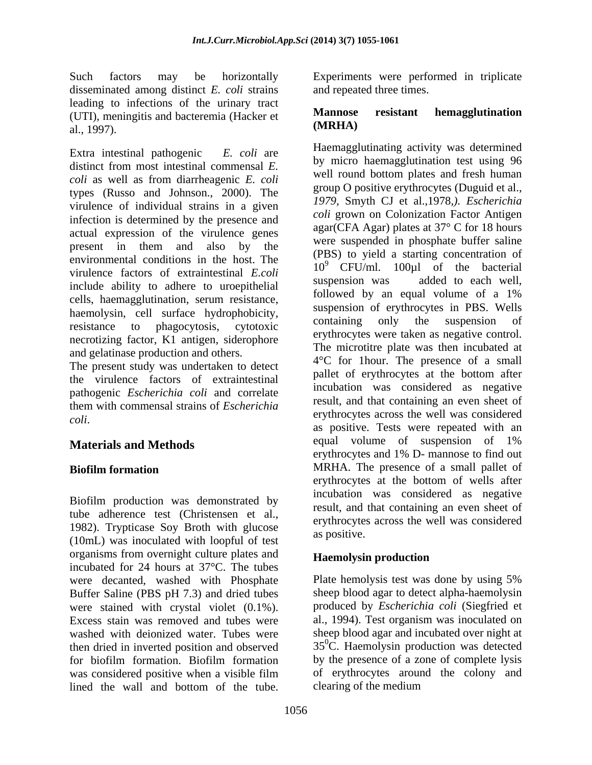Such factors may be horizontally disseminated among distinct *E. coli* strains leading to infections of the urinary tract (UTI), meningitis and bacteremia (Hacker et al., 1997).

Extra intestinal pathogenic *E. coli* are distinct from most intestinal commensal *E. coli* as well as from diarrheagenic *E. coli* types (Russo and Johnson., 2000). The virulence of individual strains in a given infection is determined by the presence and actual expression of the virulence genes present in them and also by the environmental conditions in the host. The virulence factors of extraintestinal *E.coli* include ability to adhere to uroepithelial cells, haemagglutination, serum resistance, haemolysin, cell surface hydrophobicity, resistance to phagocytosis, cytotoxic necrotizing factor, K1 antigen, siderophore and gelatinase production and others.

The present study was undertaken to detect the virulence factors of extraintestinal pathogenic *Escherichia coli* and correlate them with commensal strains of *Escherichia coli*.

## Materials and Methods

### Biofilm formation

Biofilm production was demonstrated by tube adherence test (Christensen et al., 1982). Trypticase Soy Broth with glucose (10mL) was inoculated with loopful of test organisms from overnight culture plates and incubated for 24 hours at 37°C. The tubes were decanted, washed with Phosphate Buffer Saline (PBS pH 7.3) and dried tubes were stained with crystal violet (0.1%). Excess stain was removed and tubes were washed with deionized water. Tubes were then dried in inverted position and observed for biofilm formation. Biofilm formation was considered positive when a visible film lined the wall and bottom of the tube. Experiments were performed in triplicate and repeated three times.

### Mannose resistant hemagglutination (MRHA)

Haemagglutinating activity was determined by micro haemagglutination test using 96 well round bottom plates and fresh human group O positive erythrocytes (Duguid et al., *1979,* Smyth CJ et al.,1978*,). Escherichia coli* grown on Colonization Factor Antigen agar(CFA Agar) plates at 37° C for 18 hours were suspended in phosphate buffer saline (PBS) to yield a starting concentration of $10^9$ CFU/ml. 100µl of the bacterial suspension was added to each well, followed by an equal volume of a 1% suspension of erythrocytes in PBS. Wells containing only the suspension of erythrocytes were taken as negative control. The microtitre plate was then incubated at 4°C for 1hour. The presence of a small pallet of erythrocytes at the bottom after incubation was considered as negative result, and that containing an even sheet of erythrocytes across the well was considered as positive. Tests were repeated with an equal volume of suspension of 1% erythrocytes and 1% D- mannose to find out MRHA. The presence of a small pallet of erythrocytes at the bottom of wells after incubation was considered as negative result, and that containing an even sheet of erythrocytes across the well was considered as positive.

### Haemolysin production

Plate hemolysis test was done by using 5% sheep blood agar to detect alpha-haemolysin produced by *Escherichia coli* (Siegfried et al., 1994). Test organism was inoculated on sheep blood agar and incubated over night at $35^0$C. Haemolysin production was detected by the presence of a zone of complete lysis of erythrocytes around the colony and clearing of the medium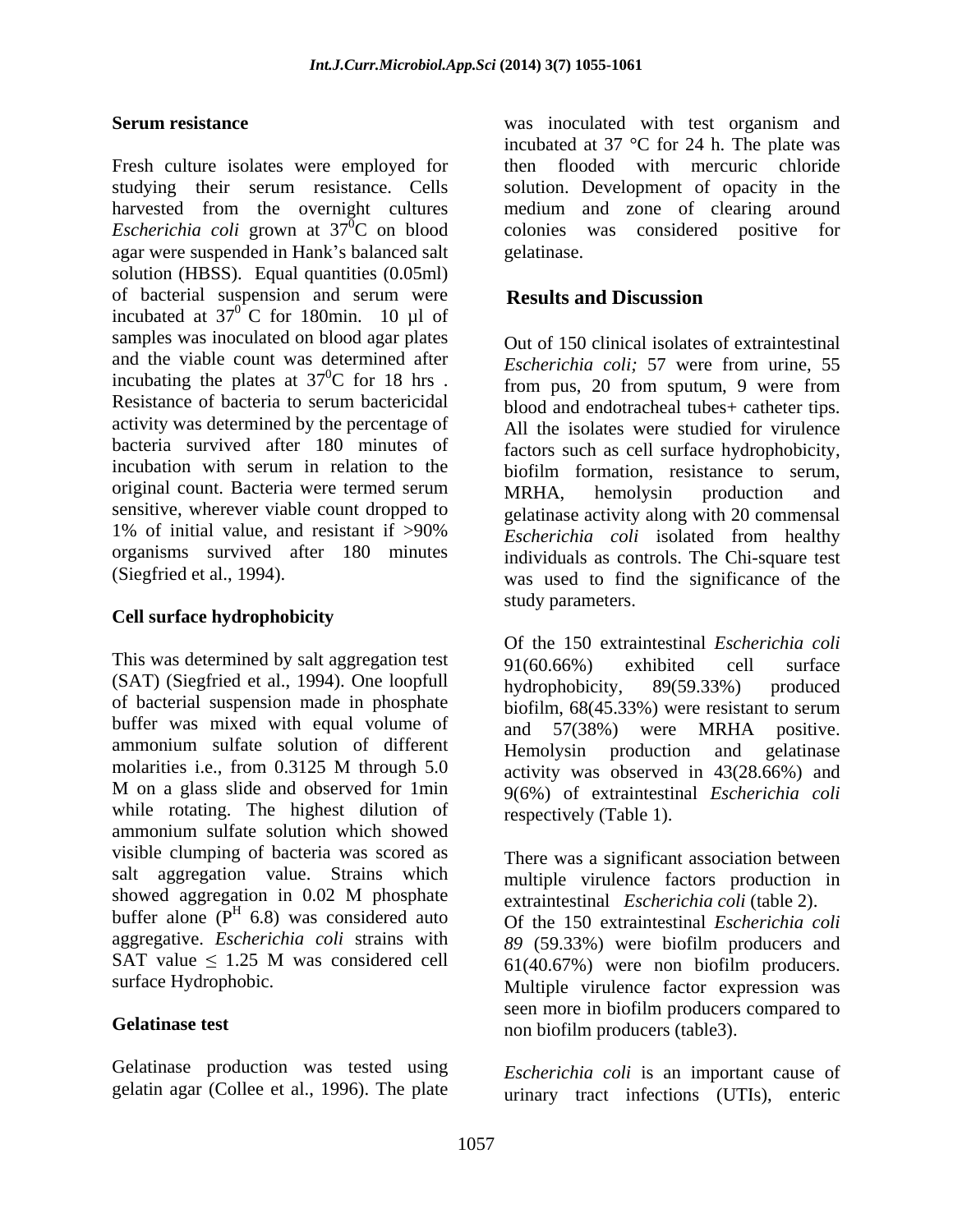**Serum resistance**

Fresh culture isolates were employed for studying their serum resistance. Cells harvested from the overnight cultures *Escherichia coli* grown at $37^0$C on blood agar were suspended in Hank's balanced salt solution (HBSS). Equal quantities (0.05ml) of bacterial suspension and serum were incubated at $37^0$ C for 180min. 10 µl of samples was inoculated on blood agar plates and the viable count was determined after incubating the plates at $37^0$C for 18 hrs . Resistance of bacteria to serum bactericidal activity was determined by the percentage of bacteria survived after 180 minutes of incubation with serum in relation to the original count. Bacteria were termed serum sensitive, wherever viable count dropped to 1% of initial value, and resistant if >90% organisms survived after 180 minutes (Siegfried et al., 1994).

**Cell surface hydrophobicity**

This was determined by salt aggregation test (SAT) (Siegfried et al., 1994). One loopfull of bacterial suspension made in phosphate buffer was mixed with equal volume of ammonium sulfate solution of different molarities i.e., from 0.3125 M through 5.0 M on a glass slide and observed for 1min while rotating. The highest dilution of ammonium sulfate solution which showed visible clumping of bacteria was scored as salt aggregation value. Strains which showed aggregation in 0.02 M phosphate buffer alone ($P^H$ 6.8) was considered auto aggregative. *Escherichia coli* strains with SAT value $\leq$ 1.25 M was considered cell surface Hydrophobic.

**Gelatinase test**

Gelatinase production was tested using gelatin agar (Collee et al., 1996). The plate was inoculated with test organism and incubated at 37 °C for 24 h. The plate was then flooded with mercuric chloride solution. Development of opacity in the medium and zone of clearing around colonies was considered positive for gelatinase.

## Results and Discussion

Out of 150 clinical isolates of extraintestinal *Escherichia coli;* 57 were from urine, 55 from pus, 20 from sputum, 9 were from blood and endotracheal tubes+ catheter tips. All the isolates were studied for virulence factors such as cell surface hydrophobicity, biofilm formation, resistance to serum, MRHA, hemolysin production and gelatinase activity along with 20 commensal *Escherichia coli* isolated from healthy individuals as controls. The Chi-square test was used to find the significance of the study parameters.

Of the 150 extraintestinal *Escherichia coli* 91(60.66%) exhibited cell surface hydrophobicity, 89(59.33%) produced biofilm, 68(45.33%) were resistant to serum and 57(38%) were MRHA positive. Hemolysin production and gelatinase activity was observed in 43(28.66%) and 9(6%) of extraintestinal *Escherichia coli* respectively (Table 1).

There was a significant association between multiple virulence factors production in extraintestinal *Escherichia coli* (table 2). Of the 150 extraintestinal *Escherichia coli* *89* (59.33%) were biofilm producers and 61(40.67%) were non biofilm producers. Multiple virulence factor expression was seen more in biofilm producers compared to non biofilm producers (table3).

*Escherichia coli* is an important cause of urinary tract infections (UTIs), enteric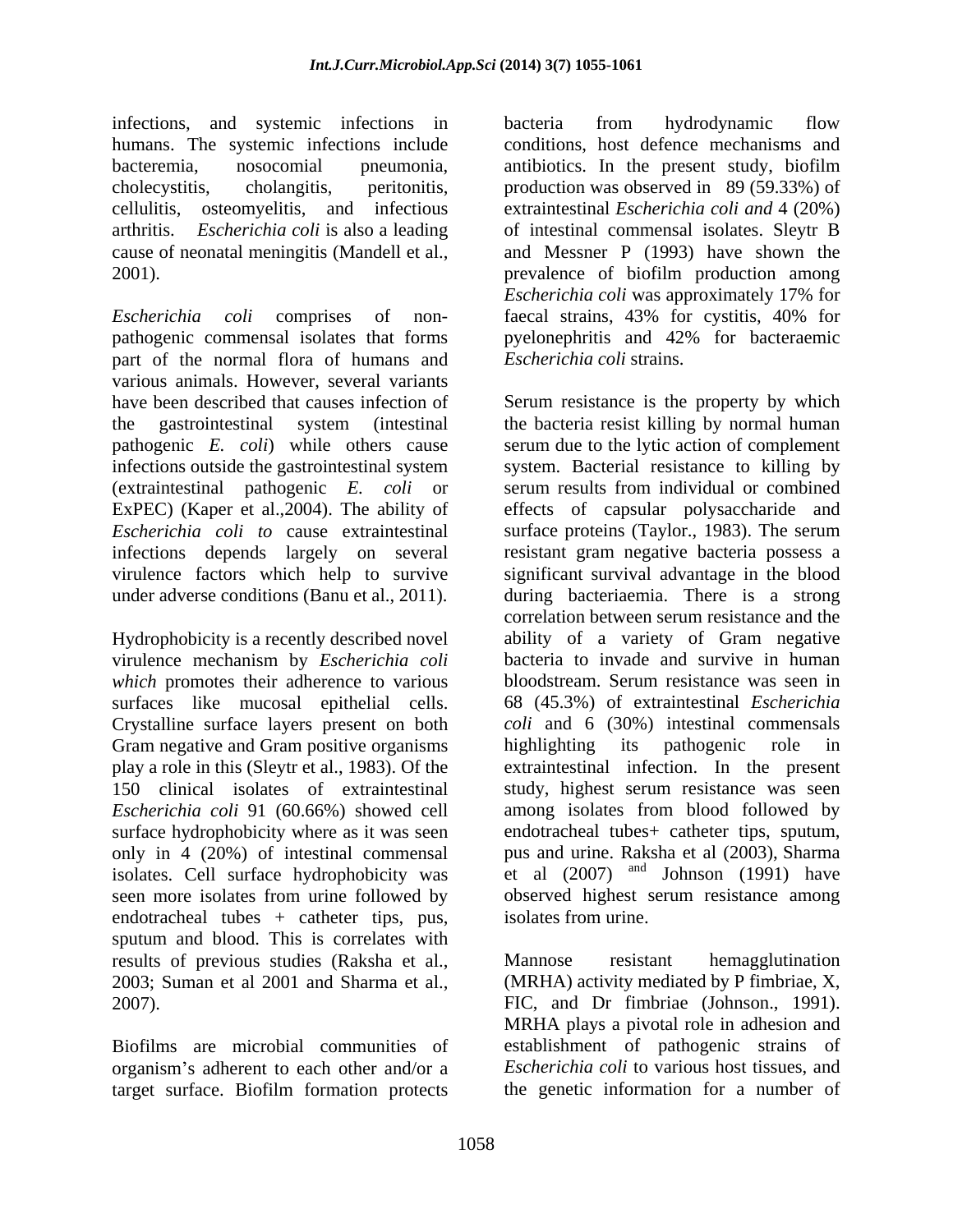infections, and systemic infections in humans. The systemic infections include bacteremia, nosocomial pneumonia, cholecystitis, cholangitis, peritonitis, cellulitis, osteomyelitis, and infectious arthritis. *Escherichia coli* is also a leading cause of neonatal meningitis (Mandell et al., 2001).

*Escherichia coli* comprises of non-pathogenic commensal isolates that forms part of the normal flora of humans and various animals. However, several variants have been described that causes infection of the gastrointestinal system (intestinal pathogenic *E. coli*) while others cause infections outside the gastrointestinal system (extraintestinal pathogenic *E. coli* or ExPEC) (Kaper et al.,2004). The ability of *Escherichia coli to* cause extraintestinal infections depends largely on several virulence factors which help to survive under adverse conditions (Banu et al., 2011).

Hydrophobicity is a recently described novel virulence mechanism by *Escherichia coli which* promotes their adherence to various surfaces like mucosal epithelial cells. Crystalline surface layers present on both Gram negative and Gram positive organisms play a role in this (Sleytr et al., 1983). Of the 150 clinical isolates of extraintestinal *Escherichia coli* 91 (60.66%) showed cell surface hydrophobicity where as it was seen only in 4 (20%) of intestinal commensal isolates. Cell surface hydrophobicity was seen more isolates from urine followed by endotracheal tubes + catheter tips, pus, sputum and blood. This is correlates with results of previous studies (Raksha et al., 2003; Suman et al 2001 and Sharma et al., 2007).

Biofilms are microbial communities of organism's adherent to each other and/or a target surface. Biofilm formation protects bacteria from hydrodynamic flow conditions, host defence mechanisms and antibiotics. In the present study, biofilm production was observed in 89 (59.33%) of extraintestinal *Escherichia coli and* 4 (20%) of intestinal commensal isolates. Sleytr B and Messner P (1993) have shown the prevalence of biofilm production among *Escherichia coli* was approximately 17% for faecal strains, 43% for cystitis, 40% for pyelonephritis and 42% for bacteraemic *Escherichia coli* strains.

Serum resistance is the property by which the bacteria resist killing by normal human serum due to the lytic action of complement system. Bacterial resistance to killing by serum results from individual or combined effects of capsular polysaccharide and surface proteins (Taylor., 1983). The serum resistant gram negative bacteria possess a significant survival advantage in the blood during bacteriaemia. There is a strong correlation between serum resistance and the ability of a variety of Gram negative bacteria to invade and survive in human bloodstream. Serum resistance was seen in 68 (45.3%) of extraintestinal *Escherichia coli* and 6 (30%) intestinal commensals highlighting its pathogenic role in extraintestinal infection. In the present study, highest serum resistance was seen among isolates from blood followed by endotracheal tubes+ catheter tips, sputum, pus and urine. Raksha et al (2003), Sharma et al (2007) and Johnson (1991) have observed highest serum resistance among isolates from urine.

Mannose resistant hemagglutination (MRHA) activity mediated by P fimbriae, X, FIC, and Dr fimbriae (Johnson., 1991). MRHA plays a pivotal role in adhesion and establishment of pathogenic strains of *Escherichia coli* to various host tissues, and the genetic information for a number of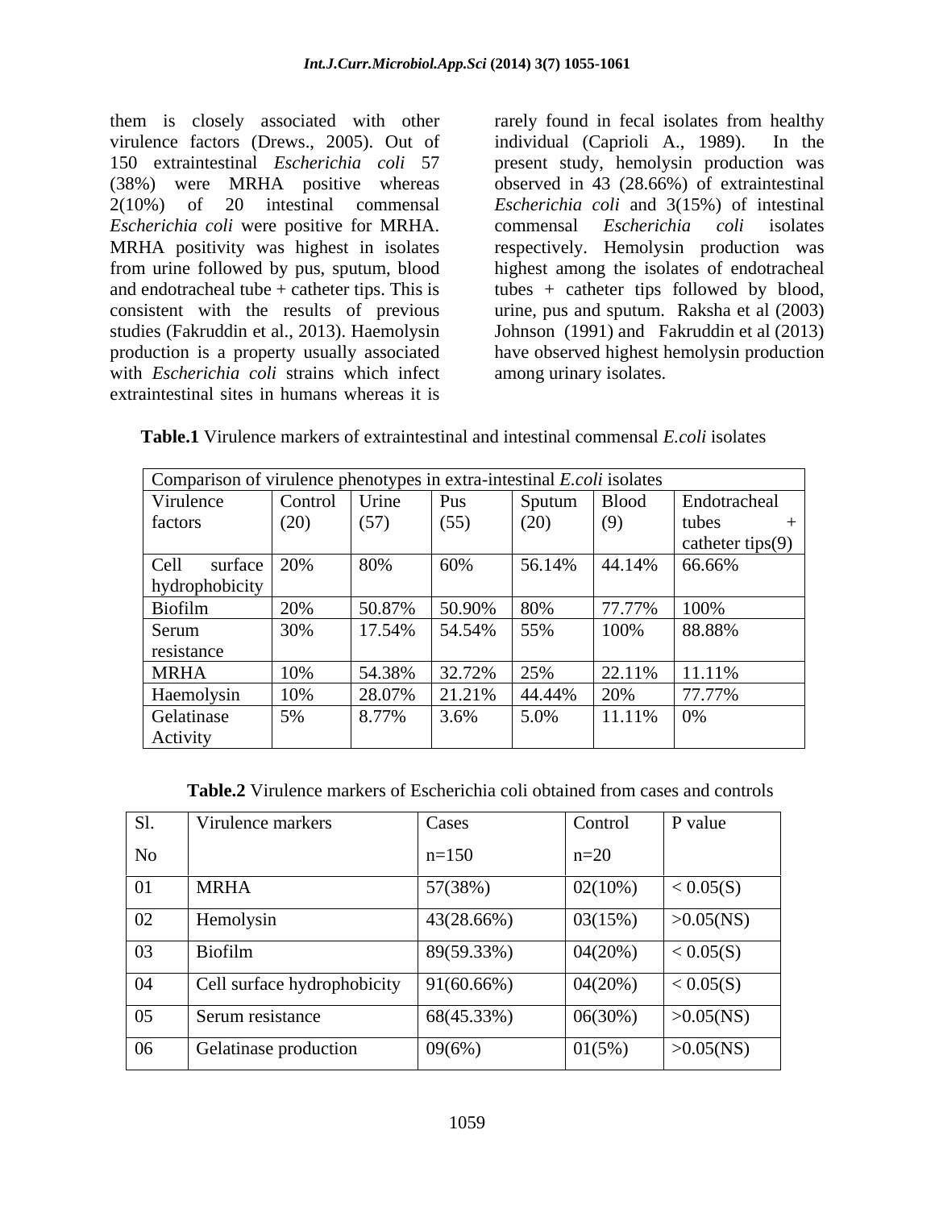them is closely associated with other virulence factors (Drews., 2005). Out of 150 extraintestinal *Escherichia coli* 57 (38%) were MRHA positive whereas 2(10%) of 20 intestinal commensal *Escherichia coli* were positive for MRHA. MRHA positivity was highest in isolates from urine followed by pus, sputum, blood and endotracheal tube + catheter tips. This is consistent with the results of previous studies (Fakruddin et al., 2013). Haemolysin production is a property usually associated with *Escherichia coli* strains which infect extraintestinal sites in humans whereas it is rarely found in fecal isolates from healthy individual (Caprioli A., 1989). In the present study, hemolysin production was observed in 43 (28.66%) of extraintestinal *Escherichia coli* and 3(15%) of intestinal commensal *Escherichia coli* isolates respectively. Hemolysin production was highest among the isolates of endotracheal tubes + catheter tips followed by blood, urine, pus and sputum. Raksha et al (2003) Johnson (1991) and Fakruddin et al (2013) have observed highest hemolysin production among urinary isolates.

**Table.1** Virulence markers of extraintestinal and intestinal commensal *E.coli* isolates

| Comparison of virulence phenotypes in extra-intestinal *E.coli* isolates | | | | | | |
|---|---|---|---|---|---|---|
| Virulence factors | Control (20) | Urine (57) | Pus (55) | Sputum (20) | Blood (9) | Endotracheal tubes + catheter tips(9) |
| Cell surface hydrophobicity | 20% | 80% | 60% | 56.14% | 44.14% | 66.66% |
| Biofilm | 20% | 50.87% | 50.90% | 80% | 77.77% | 100% |
| Serum resistance | 30% | 17.54% | 54.54% | 55% | 100% | 88.88% |
| MRHA | 10% | 54.38% | 32.72% | 25% | 22.11% | 11.11% |
| Haemolysin | 10% | 28.07% | 21.21% | 44.44% | 20% | 77.77% |
| Gelatinase Activity | 5% | 8.77% | 3.6% | 5.0% | 11.11% | 0% |

**Table.2** Virulence markers of Escherichia coli obtained from cases and controls

| Sl. No | Virulence markers | Cases n=150 | Control n=20 | P value |
|---|---|---|---|---|
| 01 | MRHA | 57(38%) | 02(10%) | < 0.05(S) |
| 02 | Hemolysin | 43(28.66%) | 03(15%) | >0.05(NS) |
| 03 | Biofilm | 89(59.33%) | 04(20%) | < 0.05(S) |
| 04 | Cell surface hydrophobicity | 91(60.66%) | 04(20%) | < 0.05(S) |
| 05 | Serum resistance | 68(45.33%) | 06(30%) | >0.05(NS) |
| 06 | Gelatinase production | 09(6%) | 01(5%) | >0.05(NS) |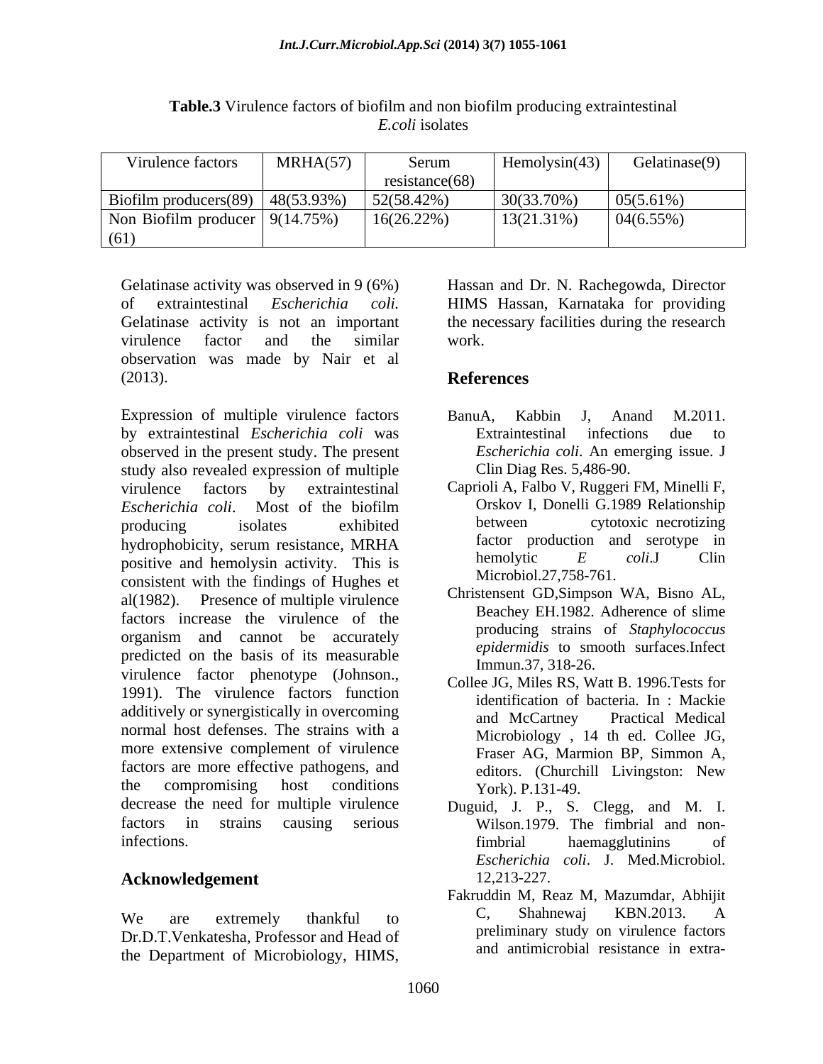**Table.3** Virulence factors of biofilm and non biofilm producing extraintestinal *E.coli* isolates

| Virulence factors | MRHA(57) | Serum resistance(68) | Hemolysin(43) | Gelatinase(9) |
|---|---|---|---|---|
| Biofilm producers(89) | 48(53.93%) | 52(58.42%) | 30(33.70%) | 05(5.61%) |
| Non Biofilm producer (61) | 9(14.75%) | 16(26.22%) | 13(21.31%) | 04(6.55%) |

Gelatinase activity was observed in 9 (6%) of extraintestinal *Escherichia coli.* Gelatinase activity is not an important virulence factor and the similar observation was made by Nair et al (2013).

Expression of multiple virulence factors by extraintestinal *Escherichia coli* was observed in the present study. The present study also revealed expression of multiple virulence factors by extraintestinal *Escherichia coli*. Most of the biofilm producing isolates exhibited hydrophobicity, serum resistance, MRHA positive and hemolysin activity. This is consistent with the findings of Hughes et al(1982). Presence of multiple virulence factors increase the virulence of the organism and cannot be accurately predicted on the basis of its measurable virulence factor phenotype (Johnson., 1991). The virulence factors function additively or synergistically in overcoming normal host defenses. The strains with a more extensive complement of virulence factors are more effective pathogens, and the compromising host conditions decrease the need for multiple virulence factors in strains causing serious infections.

## Acknowledgement

We are extremely thankful to Dr.D.T.Venkatesha, Professor and Head of the Department of Microbiology, HIMS, Hassan and Dr. N. Rachegowda, Director HIMS Hassan, Karnataka for providing the necessary facilities during the research work.

## References

BanuA, Kabbin J, Anand M.2011. Extraintestinal infections due to *Escherichia coli.* An emerging issue. J Clin Diag Res. 5,486-90.

Caprioli A, Falbo V, Ruggeri FM, Minelli F, Orskov I, Donelli G.1989 Relationship between cytotoxic necrotizing factor production and serotype in hemolytic *E coli*.J Clin Microbiol.27,758-761.

Christensent GD,Simpson WA, Bisno AL, Beachey EH.1982. Adherence of slime producing strains of *Staphylococcus epidermidis* to smooth surfaces.Infect Immun.37, 318-26.

Collee JG, Miles RS, Watt B. 1996.Tests for identification of bacteria. In : Mackie and McCartney Practical Medical Microbiology , 14 th ed. Collee JG, Fraser AG, Marmion BP, Simmon A, editors. (Churchill Livingston: New York). P.131-49.

Duguid, J. P., S. Clegg, and M. I. Wilson.1979. The fimbrial and non-fimbrial haemagglutinins of *Escherichia coli*. J. Med.Microbiol. 12,213-227.

Fakruddin M, Reaz M, Mazumdar, Abhijit C, Shahnewaj KBN.2013. A preliminary study on virulence factors and antimicrobial resistance in extra-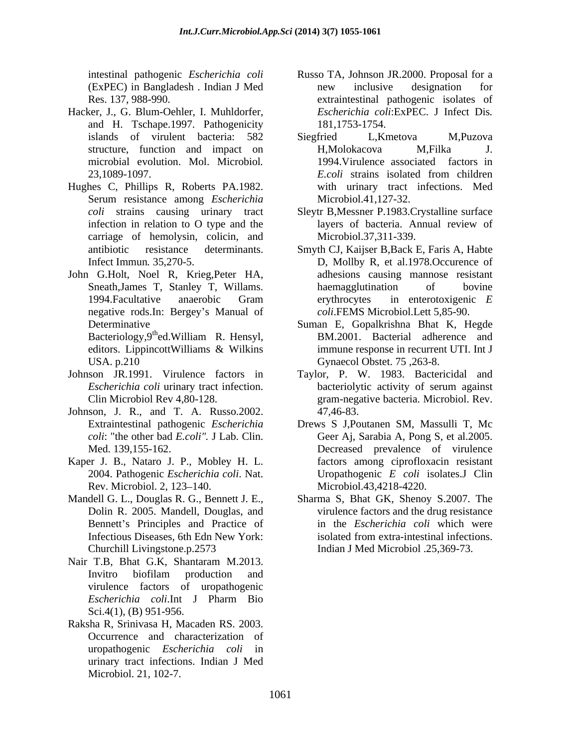intestinal pathogenic *Escherichia coli* (ExPEC) in Bangladesh . Indian J Med Res. 137, 988-990.

Hacker, J., G. Blum-Oehler, I. Muhldorfer, and H. Tschape.1997. Pathogenicity islands of virulent bacteria: 582 structure, function and impact on microbial evolution. Mol. Microbiol. 23,1089-1097.

Hughes C, Phillips R, Roberts PA.1982. Serum resistance among *Escherichia coli* strains causing urinary tract infection in relation to O type and the carriage of hemolysin, colicin, and antibiotic resistance determinants. Infect Immun. 35,270-5.

John G.Holt, Noel R, Krieg,Peter HA, Sneath,James T, Stanley T, Willams. 1994.Facultative anaerobic Gram negative rods.In: Bergey's Manual of Determinative Bacteriology,9[th]ed.William R. Hensyl, editors. LippincottWilliams & Wilkins USA. p.210

Johnson JR.1991. Virulence factors in *Escherichia coli* urinary tract infection. Clin Microbiol Rev 4,80-128.

Johnson, J. R., and T. A. Russo.2002. Extraintestinal pathogenic *Escherichia coli*: "the other bad *E.coli"*. J Lab. Clin. Med. 139,155-162.

Kaper J. B., Nataro J. P., Mobley H. L. 2004. Pathogenic *Escherichia coli*. Nat. Rev. Microbiol. 2, 123–140.

Mandell G. L., Douglas R. G., Bennett J. E., Dolin R. 2005. Mandell, Douglas, and Bennett's Principles and Practice of Infectious Diseases, 6th Edn New York: Churchill Livingstone.p.2573

Nair T.B, Bhat G.K, Shantaram M.2013. Invitro biofilam production and virulence factors of uropathogenic *Escherichia coli*.Int J Pharm Bio Sci.4(1), (B) 951-956.

Raksha R, Srinivasa H, Macaden RS. 2003. Occurrence and characterization of uropathogenic *Escherichia coli* in urinary tract infections. Indian J Med Microbiol. 21, 102-7.

Russo TA, Johnson JR.2000. Proposal for a new inclusive designation for extraintestinal pathogenic isolates of *Escherichia coli*:ExPEC. J Infect Dis. 181,1753-1754.

Siegfried L,Kmetova M,Puzova H,Molokacova M,Filka J. 1994.Virulence associated factors in *E.coli* strains isolated from children with urinary tract infections. Med Microbiol.41,127-32.

Sleytr B,Messner P.1983.Crystalline surface layers of bacteria. Annual review of Microbiol.37,311-339.

Smyth CJ, Kaijser B,Back E, Faris A, Habte D, Mollby R, et al.1978.Occurence of adhesions causing mannose resistant haemagglutination of bovine erythrocytes in enterotoxigenic *E coli*.FEMS Microbiol.Lett 5,85-90.

Suman E, Gopalkrishna Bhat K, Hegde BM.2001. Bacterial adherence and immune response in recurrent UTI. Int J Gynaecol Obstet. 75 ,263-8.

Taylor, P. W. 1983. Bactericidal and bacteriolytic activity of serum against gram-negative bacteria. Microbiol. Rev. 47,46-83.

Drews S J,Poutanen SM, Massulli T, Mc Geer Aj, Sarabia A, Pong S, et al.2005. Decreased prevalence of virulence factors among ciprofloxacin resistant Uropathogenic *E coli* isolates.J Clin Microbiol.43,4218-4220.

Sharma S, Bhat GK, Shenoy S.2007. The virulence factors and the drug resistance in the *Escherichia coli* which were isolated from extra-intestinal infections. Indian J Med Microbiol .25,369-73.